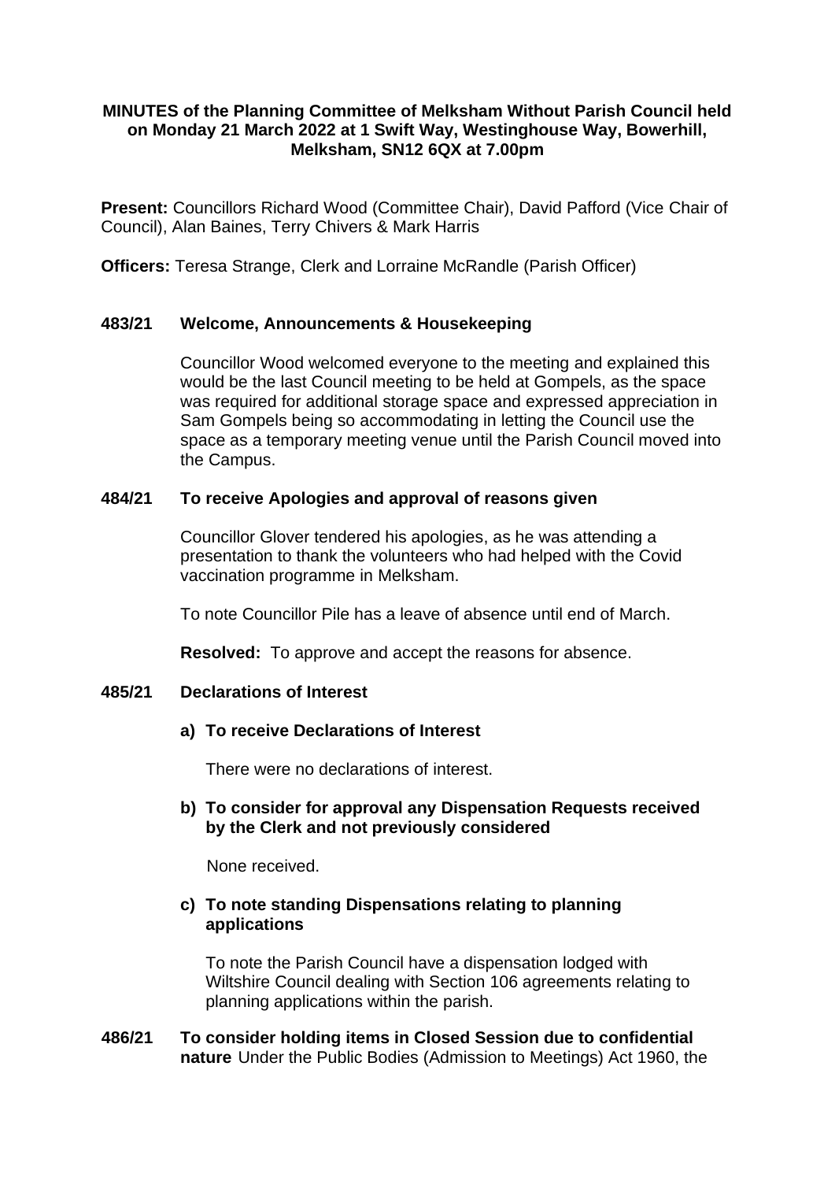**MINUTES of the Planning Committee of Melksham Without Parish Council held on Monday 21 March 2022 at 1 Swift Way, Westinghouse Way, Bowerhill, Melksham, SN12 6QX at 7.00pm**

**Present:** Councillors Richard Wood (Committee Chair), David Pafford (Vice Chair of Council), Alan Baines, Terry Chivers & Mark Harris

**Officers:** Teresa Strange, Clerk and Lorraine McRandle (Parish Officer)

**483/21 Welcome, Announcements & Housekeeping**

Councillor Wood welcomed everyone to the meeting and explained this would be the last Council meeting to be held at Gompels, as the space was required for additional storage space and expressed appreciation in Sam Gompels being so accommodating in letting the Council use the space as a temporary meeting venue until the Parish Council moved into the Campus.

**484/21 To receive Apologies and approval of reasons given**

Councillor Glover tendered his apologies, as he was attending a presentation to thank the volunteers who had helped with the Covid vaccination programme in Melksham.

To note Councillor Pile has a leave of absence until end of March.

**Resolved:** To approve and accept the reasons for absence.

**485/21 Declarations of Interest**

**a) To receive Declarations of Interest**

There were no declarations of interest.

**b) To consider for approval any Dispensation Requests received by the Clerk and not previously considered**

None received.

**c) To note standing Dispensations relating to planning applications**

To note the Parish Council have a dispensation lodged with Wiltshire Council dealing with Section 106 agreements relating to planning applications within the parish.

**486/21 To consider holding items in Closed Session due to confidential nature** Under the Public Bodies (Admission to Meetings) Act 1960, the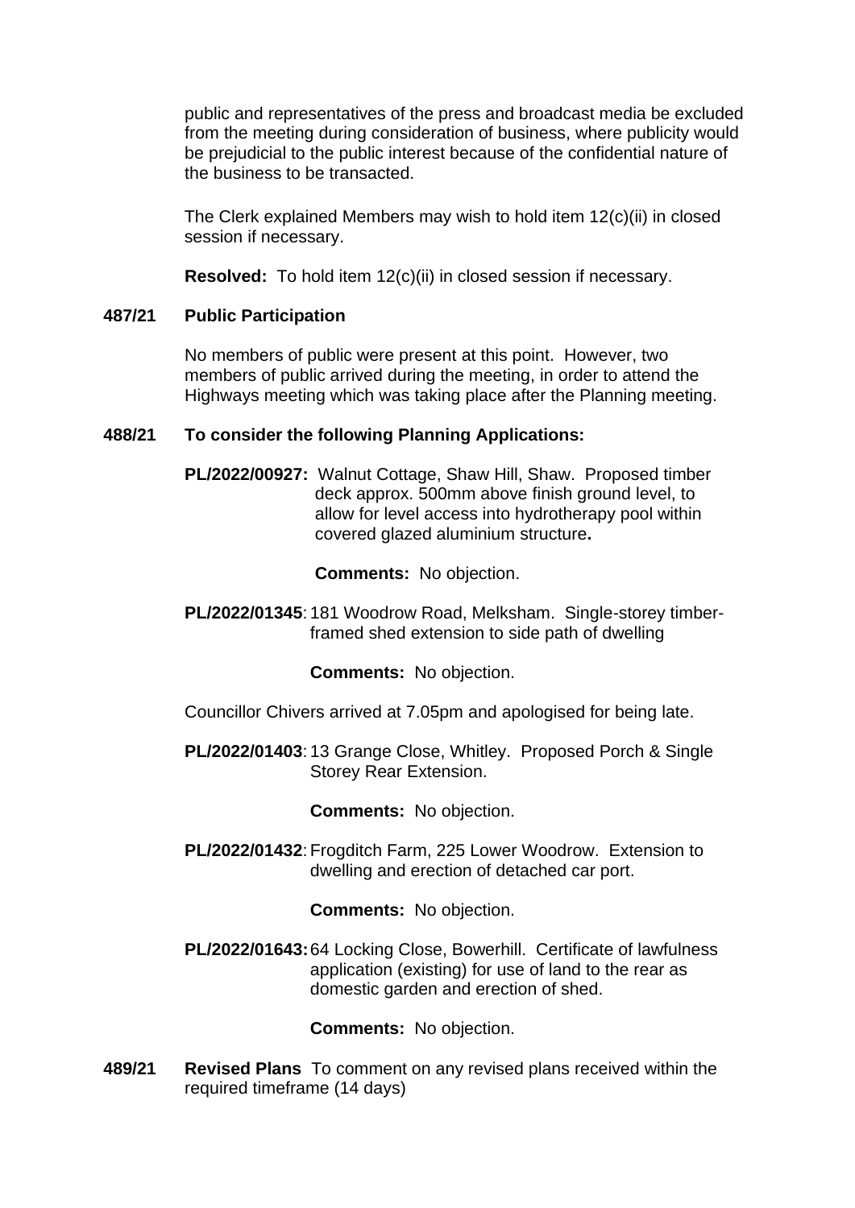public and representatives of the press and broadcast media be excluded from the meeting during consideration of business, where publicity would be prejudicial to the public interest because of the confidential nature of the business to be transacted.

The Clerk explained Members may wish to hold item 12(c)(ii) in closed session if necessary.

**Resolved:** To hold item 12(c)(ii) in closed session if necessary.

**487/21 Public Participation**

No members of public were present at this point. However, two members of public arrived during the meeting, in order to attend the Highways meeting which was taking place after the Planning meeting.

**488/21 To consider the following Planning Applications:**

**PL/2022/00927:** Walnut Cottage, Shaw Hill, Shaw. Proposed timber deck approx. 500mm above finish ground level, to allow for level access into hydrotherapy pool within covered glazed aluminium structure**.**

**Comments:** No objection.

**PL/2022/01345**: 181 Woodrow Road, Melksham. Single-storey timber-framed shed extension to side path of dwelling

**Comments:** No objection.

Councillor Chivers arrived at 7.05pm and apologised for being late.

**PL/2022/01403**: 13 Grange Close, Whitley. Proposed Porch & Single Storey Rear Extension.

**Comments:** No objection.

**PL/2022/01432**: Frogditch Farm, 225 Lower Woodrow. Extension to dwelling and erection of detached car port.

**Comments:** No objection.

**PL/2022/01643:** 64 Locking Close, Bowerhill. Certificate of lawfulness application (existing) for use of land to the rear as domestic garden and erection of shed.

**Comments:** No objection.

**489/21 Revised Plans** To comment on any revised plans received within the required timeframe (14 days)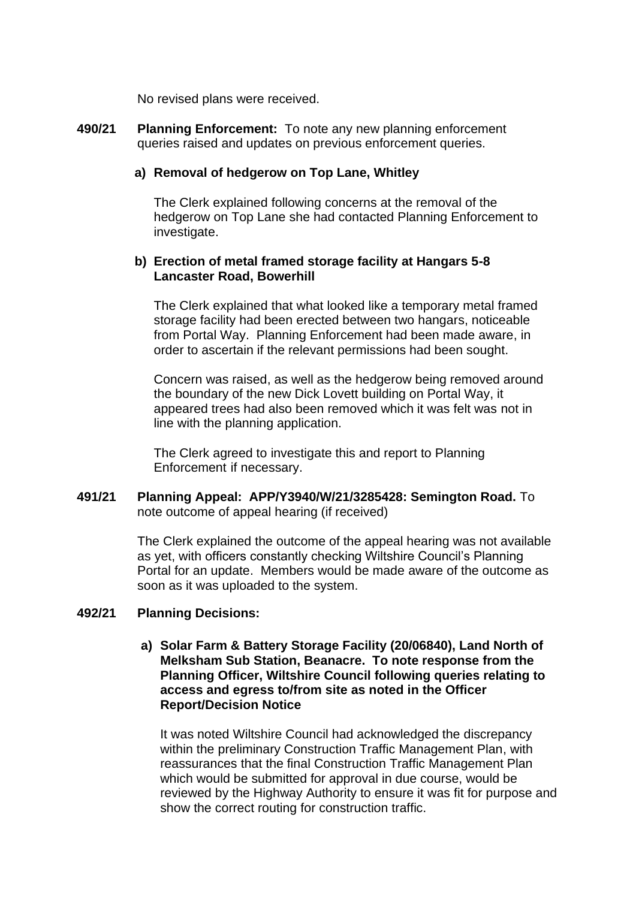No revised plans were received.

**490/21 Planning Enforcement:** To note any new planning enforcement queries raised and updates on previous enforcement queries.

**a) Removal of hedgerow on Top Lane, Whitley**

The Clerk explained following concerns at the removal of the hedgerow on Top Lane she had contacted Planning Enforcement to investigate.

**b) Erection of metal framed storage facility at Hangars 5-8 Lancaster Road, Bowerhill**

The Clerk explained that what looked like a temporary metal framed storage facility had been erected between two hangars, noticeable from Portal Way. Planning Enforcement had been made aware, in order to ascertain if the relevant permissions had been sought.

Concern was raised, as well as the hedgerow being removed around the boundary of the new Dick Lovett building on Portal Way, it appeared trees had also been removed which it was felt was not in line with the planning application.

The Clerk agreed to investigate this and report to Planning Enforcement if necessary.

**491/21 Planning Appeal: APP/Y3940/W/21/3285428: Semington Road.** To note outcome of appeal hearing (if received)

The Clerk explained the outcome of the appeal hearing was not available as yet, with officers constantly checking Wiltshire Council's Planning Portal for an update. Members would be made aware of the outcome as soon as it was uploaded to the system.

**492/21 Planning Decisions:**

**a) Solar Farm & Battery Storage Facility (20/06840), Land North of Melksham Sub Station, Beanacre. To note response from the Planning Officer, Wiltshire Council following queries relating to access and egress to/from site as noted in the Officer Report/Decision Notice**

It was noted Wiltshire Council had acknowledged the discrepancy within the preliminary Construction Traffic Management Plan, with reassurances that the final Construction Traffic Management Plan which would be submitted for approval in due course, would be reviewed by the Highway Authority to ensure it was fit for purpose and show the correct routing for construction traffic.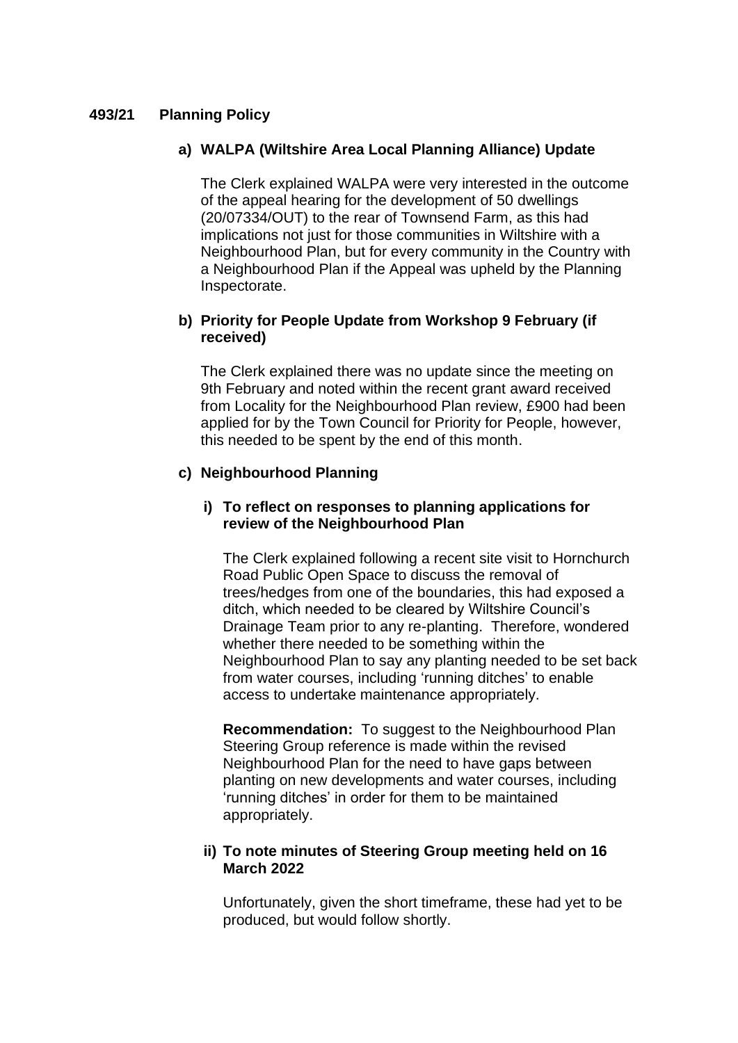**493/21 Planning Policy**

**a) WALPA (Wiltshire Area Local Planning Alliance) Update**

The Clerk explained WALPA were very interested in the outcome of the appeal hearing for the development of 50 dwellings (20/07334/OUT) to the rear of Townsend Farm, as this had implications not just for those communities in Wiltshire with a Neighbourhood Plan, but for every community in the Country with a Neighbourhood Plan if the Appeal was upheld by the Planning Inspectorate.

**b) Priority for People Update from Workshop 9 February (if received)**

The Clerk explained there was no update since the meeting on 9th February and noted within the recent grant award received from Locality for the Neighbourhood Plan review, £900 had been applied for by the Town Council for Priority for People, however, this needed to be spent by the end of this month.

**c) Neighbourhood Planning**

**i) To reflect on responses to planning applications for review of the Neighbourhood Plan**

The Clerk explained following a recent site visit to Hornchurch Road Public Open Space to discuss the removal of trees/hedges from one of the boundaries, this had exposed a ditch, which needed to be cleared by Wiltshire Council's Drainage Team prior to any re-planting. Therefore, wondered whether there needed to be something within the Neighbourhood Plan to say any planting needed to be set back from water courses, including 'running ditches' to enable access to undertake maintenance appropriately.

**Recommendation:** To suggest to the Neighbourhood Plan Steering Group reference is made within the revised Neighbourhood Plan for the need to have gaps between planting on new developments and water courses, including 'running ditches' in order for them to be maintained appropriately.

**ii) To note minutes of Steering Group meeting held on 16 March 2022**

Unfortunately, given the short timeframe, these had yet to be produced, but would follow shortly.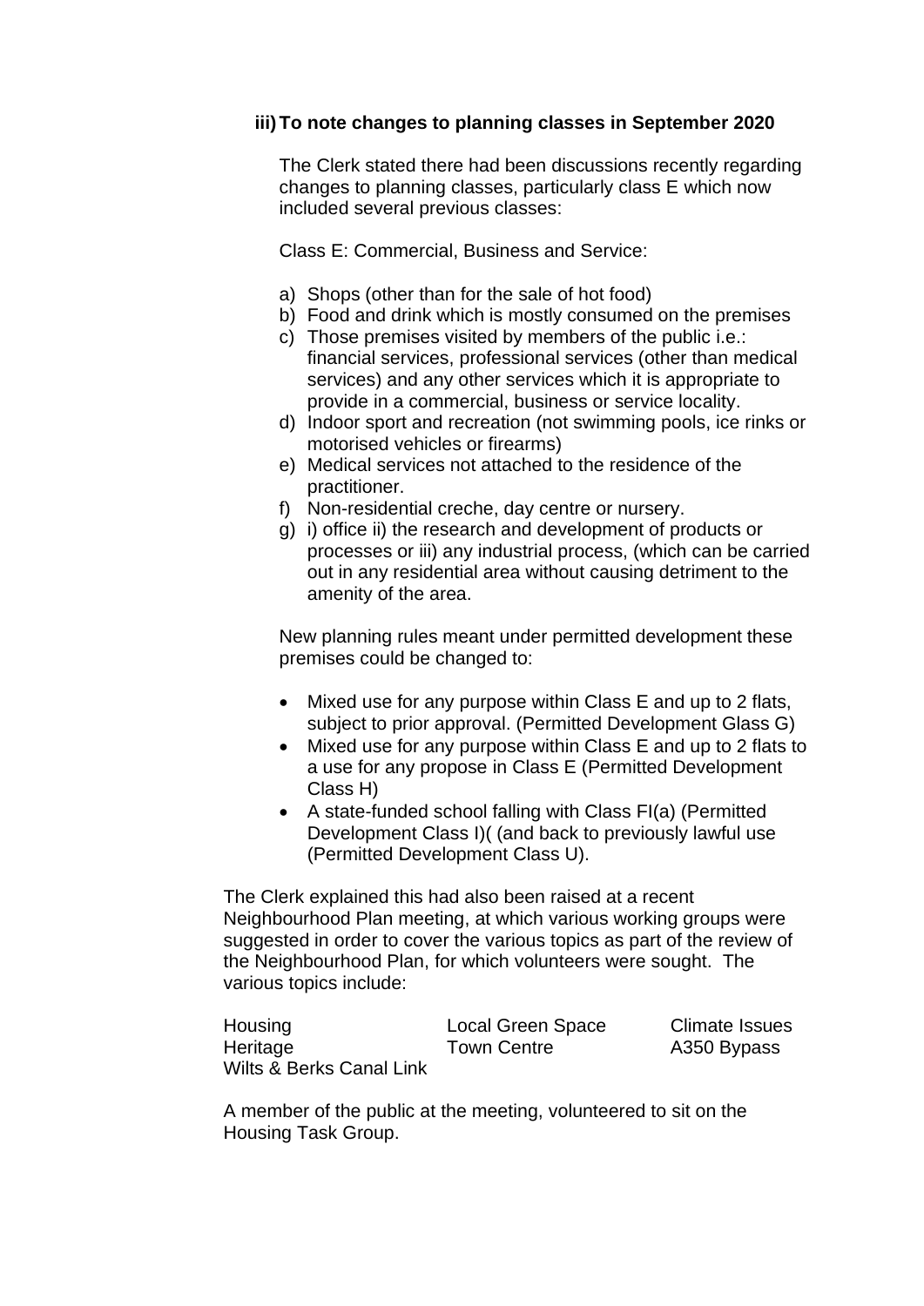**iii) To note changes to planning classes in September 2020**

The Clerk stated there had been discussions recently regarding changes to planning classes, particularly class E which now included several previous classes:

Class E: Commercial, Business and Service:

a) Shops (other than for the sale of hot food)
b) Food and drink which is mostly consumed on the premises
c) Those premises visited by members of the public i.e.: financial services, professional services (other than medical services) and any other services which it is appropriate to provide in a commercial, business or service locality.
d) Indoor sport and recreation (not swimming pools, ice rinks or motorised vehicles or firearms)
e) Medical services not attached to the residence of the practitioner.
f) Non-residential creche, day centre or nursery.
g) i) office ii) the research and development of products or processes or iii) any industrial process, (which can be carried out in any residential area without causing detriment to the amenity of the area.

New planning rules meant under permitted development these premises could be changed to:

- Mixed use for any purpose within Class E and up to 2 flats, subject to prior approval. (Permitted Development Glass G)
- Mixed use for any purpose within Class E and up to 2 flats to a use for any propose in Class E (Permitted Development Class H)
- A state-funded school falling with Class FI(a) (Permitted Development Class I)( (and back to previously lawful use (Permitted Development Class U).

The Clerk explained this had also been raised at a recent Neighbourhood Plan meeting, at which various working groups were suggested in order to cover the various topics as part of the review of the Neighbourhood Plan, for which volunteers were sought. The various topics include:

| | | |
|---|---|---|
| Housing | Local Green Space | Climate Issues |
| Heritage | Town Centre | A350 Bypass |
| Wilts & Berks Canal Link | | |

A member of the public at the meeting, volunteered to sit on the Housing Task Group.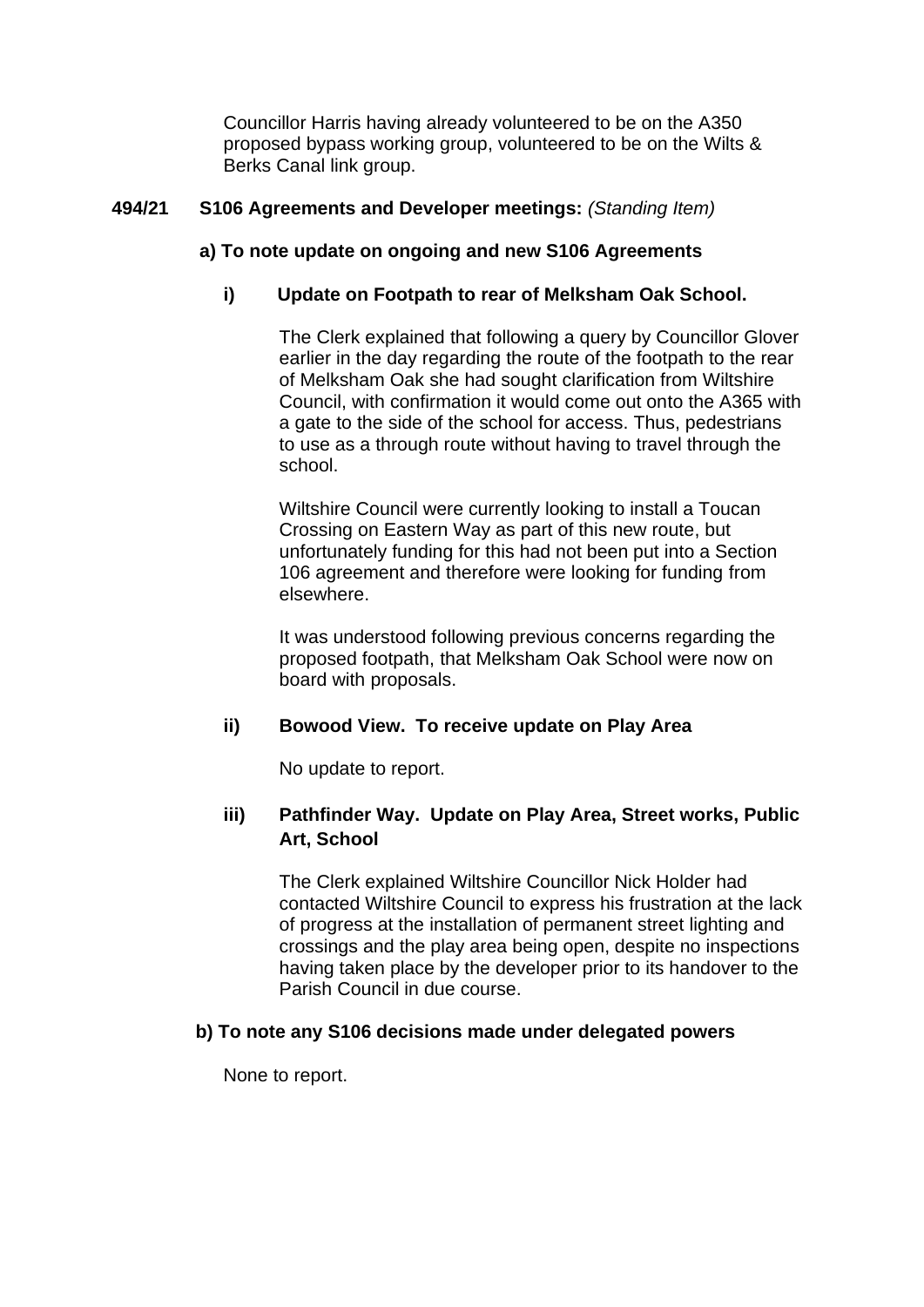Councillor Harris having already volunteered to be on the A350 proposed bypass working group, volunteered to be on the Wilts & Berks Canal link group.

**494/21 S106 Agreements and Developer meetings:** *(Standing Item)*

**a) To note update on ongoing and new S106 Agreements**

**i) Update on Footpath to rear of Melksham Oak School.**

The Clerk explained that following a query by Councillor Glover earlier in the day regarding the route of the footpath to the rear of Melksham Oak she had sought clarification from Wiltshire Council, with confirmation it would come out onto the A365 with a gate to the side of the school for access. Thus, pedestrians to use as a through route without having to travel through the school.

Wiltshire Council were currently looking to install a Toucan Crossing on Eastern Way as part of this new route, but unfortunately funding for this had not been put into a Section 106 agreement and therefore were looking for funding from elsewhere.

It was understood following previous concerns regarding the proposed footpath, that Melksham Oak School were now on board with proposals.

**ii) Bowood View. To receive update on Play Area**

No update to report.

**iii) Pathfinder Way. Update on Play Area, Street works, Public Art, School**

The Clerk explained Wiltshire Councillor Nick Holder had contacted Wiltshire Council to express his frustration at the lack of progress at the installation of permanent street lighting and crossings and the play area being open, despite no inspections having taken place by the developer prior to its handover to the Parish Council in due course.

**b) To note any S106 decisions made under delegated powers**

None to report.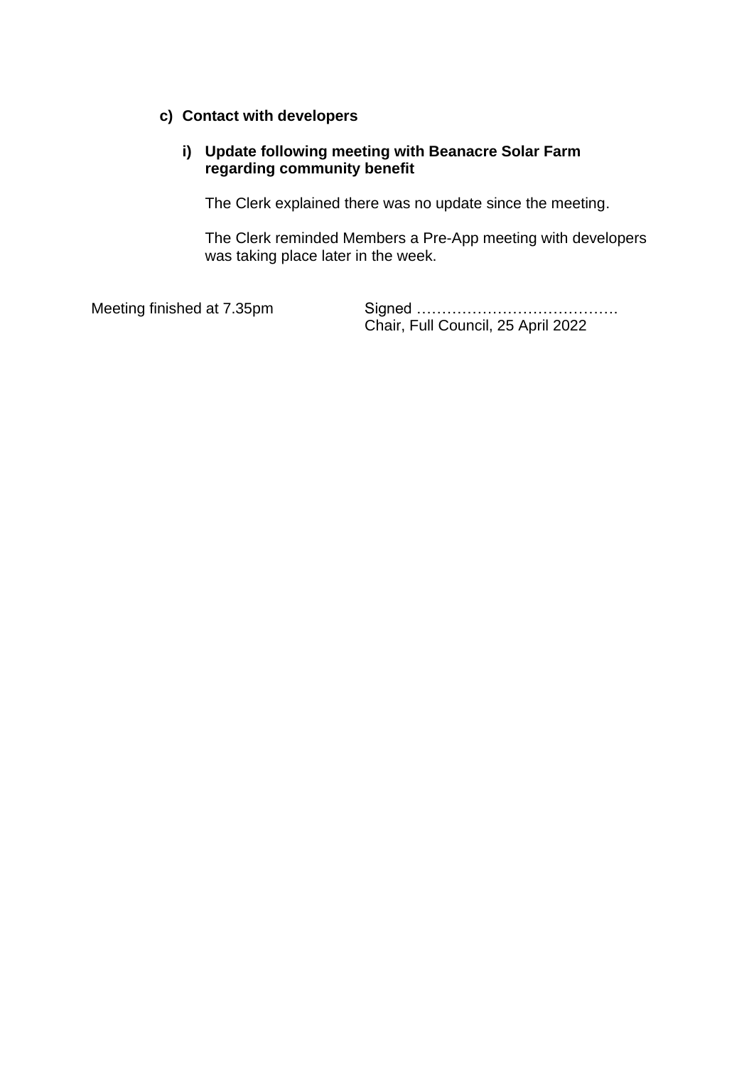**c) Contact with developers**

**i) Update following meeting with Beanacre Solar Farm regarding community benefit**

The Clerk explained there was no update since the meeting.

The Clerk reminded Members a Pre-App meeting with developers was taking place later in the week.

Meeting finished at 7.35pm

Signed ………………………………….
Chair, Full Council, 25 April 2022